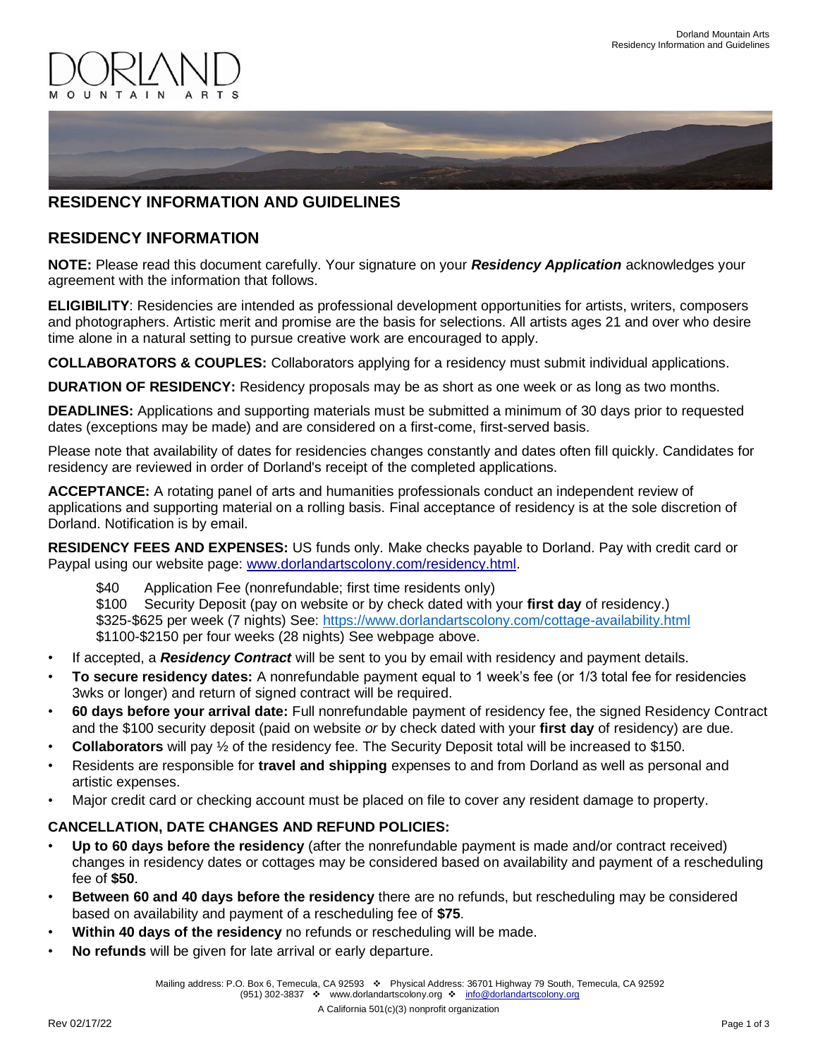DORLAND
MOUNTAIN ARTS

# RESIDENCY INFORMATION AND GUIDELINES

## RESIDENCY INFORMATION

**NOTE:** Please read this document carefully. Your signature on your ***Residency Application*** acknowledges your agreement with the information that follows.

**ELIGIBILITY**: Residencies are intended as professional development opportunities for artists, writers, composers and photographers. Artistic merit and promise are the basis for selections. All artists ages 21 and over who desire time alone in a natural setting to pursue creative work are encouraged to apply.

**COLLABORATORS & COUPLES:** Collaborators applying for a residency must submit individual applications.

**DURATION OF RESIDENCY:** Residency proposals may be as short as one week or as long as two months.

**DEADLINES:** Applications and supporting materials must be submitted a minimum of 30 days prior to requested dates (exceptions may be made) and are considered on a first-come, first-served basis.

Please note that availability of dates for residencies changes constantly and dates often fill quickly. Candidates for residency are reviewed in order of Dorland's receipt of the completed applications.

**ACCEPTANCE:** A rotating panel of arts and humanities professionals conduct an independent review of applications and supporting material on a rolling basis. Final acceptance of residency is at the sole discretion of Dorland. Notification is by email.

**RESIDENCY FEES AND EXPENSES:** US funds only. Make checks payable to Dorland. Pay with credit card or Paypal using our website page: www.dorlandartscolony.com/residency.html.

$40 Application Fee (nonrefundable; first time residents only)
$100 Security Deposit (pay on website or by check dated with your **first day** of residency.)
$325-$625 per week (7 nights) See: https://www.dorlandartscolony.com/cottage-availability.html
$1100-$2150 per four weeks (28 nights) See webpage above.

- If accepted, a ***Residency Contract*** will be sent to you by email with residency and payment details.
- **To secure residency dates:** A nonrefundable payment equal to 1 week's fee (or 1/3 total fee for residencies 3wks or longer) and return of signed contract will be required.
- **60 days before your arrival date:** Full nonrefundable payment of residency fee, the signed Residency Contract and the $100 security deposit (paid on website *or* by check dated with your **first day** of residency) are due.
- **Collaborators** will pay ½ of the residency fee. The Security Deposit total will be increased to $150.
- Residents are responsible for **travel and shipping** expenses to and from Dorland as well as personal and artistic expenses.
- Major credit card or checking account must be placed on file to cover any resident damage to property.

### CANCELLATION, DATE CHANGES AND REFUND POLICIES:

- **Up to 60 days before the residency** (after the nonrefundable payment is made and/or contract received) changes in residency dates or cottages may be considered based on availability and payment of a rescheduling fee of **$50**.
- **Between 60 and 40 days before the residency** there are no refunds, but rescheduling may be considered based on availability and payment of a rescheduling fee of **$75**.
- **Within 40 days of the residency** no refunds or rescheduling will be made.
- **No refunds** will be given for late arrival or early departure.

Mailing address: P.O. Box 6, Temecula, CA 92593 ❖ Physical Address: 36701 Highway 79 South, Temecula, CA 92592
(951) 302-3837 ❖ www.dorlandartscolony.org ❖ info@dorlandartscolony.org

A California 501(c)(3) nonprofit organization

Rev 02/17/22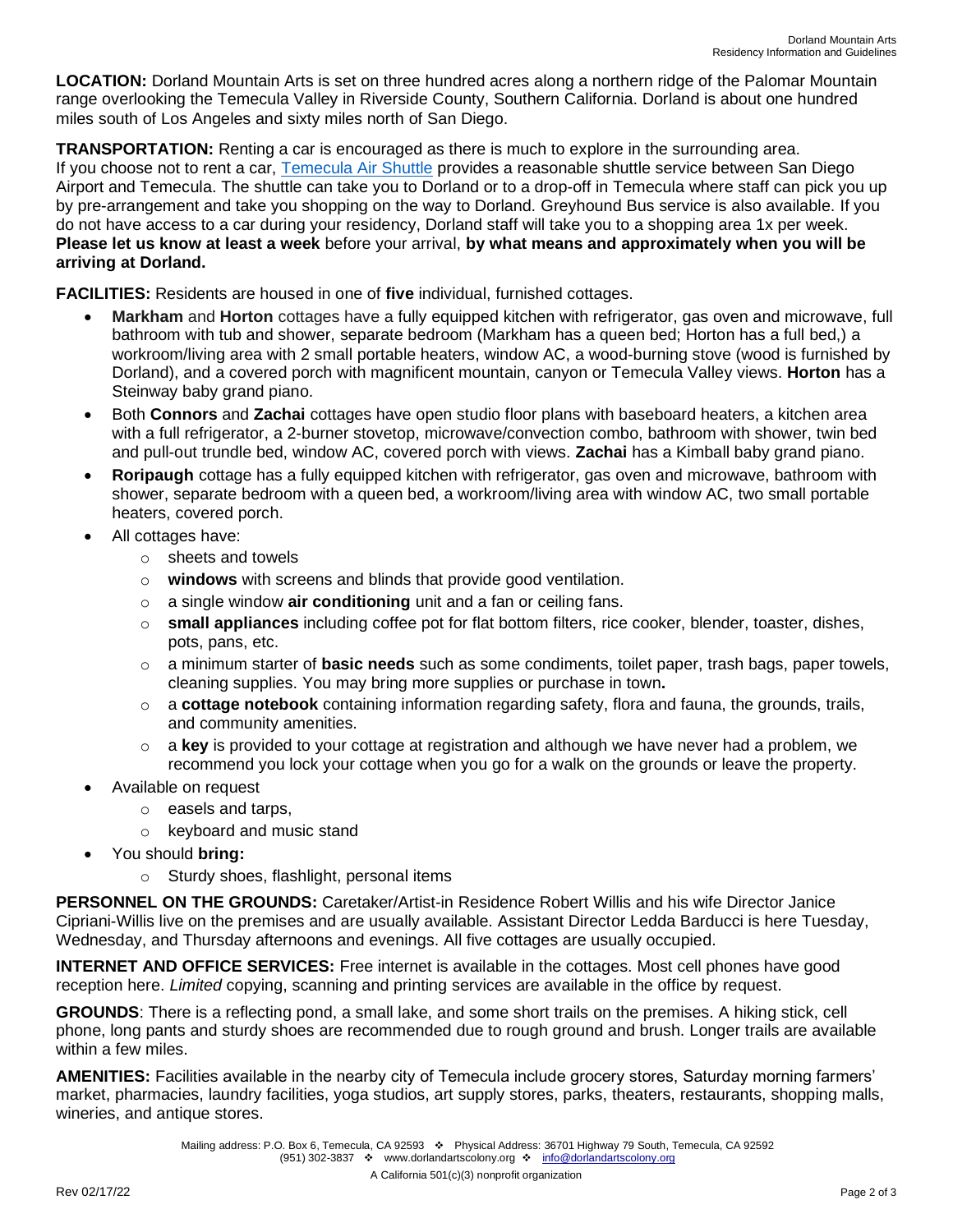**LOCATION:** Dorland Mountain Arts is set on three hundred acres along a northern ridge of the Palomar Mountain range overlooking the Temecula Valley in Riverside County, Southern California. Dorland is about one hundred miles south of Los Angeles and sixty miles north of San Diego.

**TRANSPORTATION:** Renting a car is encouraged as there is much to explore in the surrounding area. If you choose not to rent a car, Temecula Air Shuttle provides a reasonable shuttle service between San Diego Airport and Temecula. The shuttle can take you to Dorland or to a drop-off in Temecula where staff can pick you up by pre-arrangement and take you shopping on the way to Dorland. Greyhound Bus service is also available. If you do not have access to a car during your residency, Dorland staff will take you to a shopping area 1x per week. **Please let us know at least a week** before your arrival, **by what means and approximately when you will be arriving at Dorland.**

**FACILITIES:** Residents are housed in one of **five** individual, furnished cottages.

- **Markham** and **Horton** cottages have a fully equipped kitchen with refrigerator, gas oven and microwave, full bathroom with tub and shower, separate bedroom (Markham has a queen bed; Horton has a full bed,) a workroom/living area with 2 small portable heaters, window AC, a wood-burning stove (wood is furnished by Dorland), and a covered porch with magnificent mountain, canyon or Temecula Valley views. **Horton** has a Steinway baby grand piano.
- Both **Connors** and **Zachai** cottages have open studio floor plans with baseboard heaters, a kitchen area with a full refrigerator, a 2-burner stovetop, microwave/convection combo, bathroom with shower, twin bed and pull-out trundle bed, window AC, covered porch with views. **Zachai** has a Kimball baby grand piano.
- **Roripaugh** cottage has a fully equipped kitchen with refrigerator, gas oven and microwave, bathroom with shower, separate bedroom with a queen bed, a workroom/living area with window AC, two small portable heaters, covered porch.
- All cottages have:
  - sheets and towels
  - **windows** with screens and blinds that provide good ventilation.
  - a single window **air conditioning** unit and a fan or ceiling fans.
  - **small appliances** including coffee pot for flat bottom filters, rice cooker, blender, toaster, dishes, pots, pans, etc.
  - a minimum starter of **basic needs** such as some condiments, toilet paper, trash bags, paper towels, cleaning supplies. You may bring more supplies or purchase in town**.**
  - a **cottage notebook** containing information regarding safety, flora and fauna, the grounds, trails, and community amenities.
  - a **key** is provided to your cottage at registration and although we have never had a problem, we recommend you lock your cottage when you go for a walk on the grounds or leave the property.
- Available on request
  - easels and tarps,
  - keyboard and music stand
- You should **bring:**
  - Sturdy shoes, flashlight, personal items

**PERSONNEL ON THE GROUNDS:** Caretaker/Artist-in Residence Robert Willis and his wife Director Janice Cipriani-Willis live on the premises and are usually available. Assistant Director Ledda Barducci is here Tuesday, Wednesday, and Thursday afternoons and evenings. All five cottages are usually occupied.

**INTERNET AND OFFICE SERVICES:** Free internet is available in the cottages. Most cell phones have good reception here. *Limited* copying, scanning and printing services are available in the office by request.

**GROUNDS**: There is a reflecting pond, a small lake, and some short trails on the premises. A hiking stick, cell phone, long pants and sturdy shoes are recommended due to rough ground and brush. Longer trails are available within a few miles.

**AMENITIES:** Facilities available in the nearby city of Temecula include grocery stores, Saturday morning farmers' market, pharmacies, laundry facilities, yoga studios, art supply stores, parks, theaters, restaurants, shopping malls, wineries, and antique stores.

Mailing address: P.O. Box 6, Temecula, CA 92593 ❖ Physical Address: 36701 Highway 79 South, Temecula, CA 92592
(951) 302-3837 ❖ www.dorlandartscolony.org ❖ info@dorlandartscolony.org

A California 501(c)(3) nonprofit organization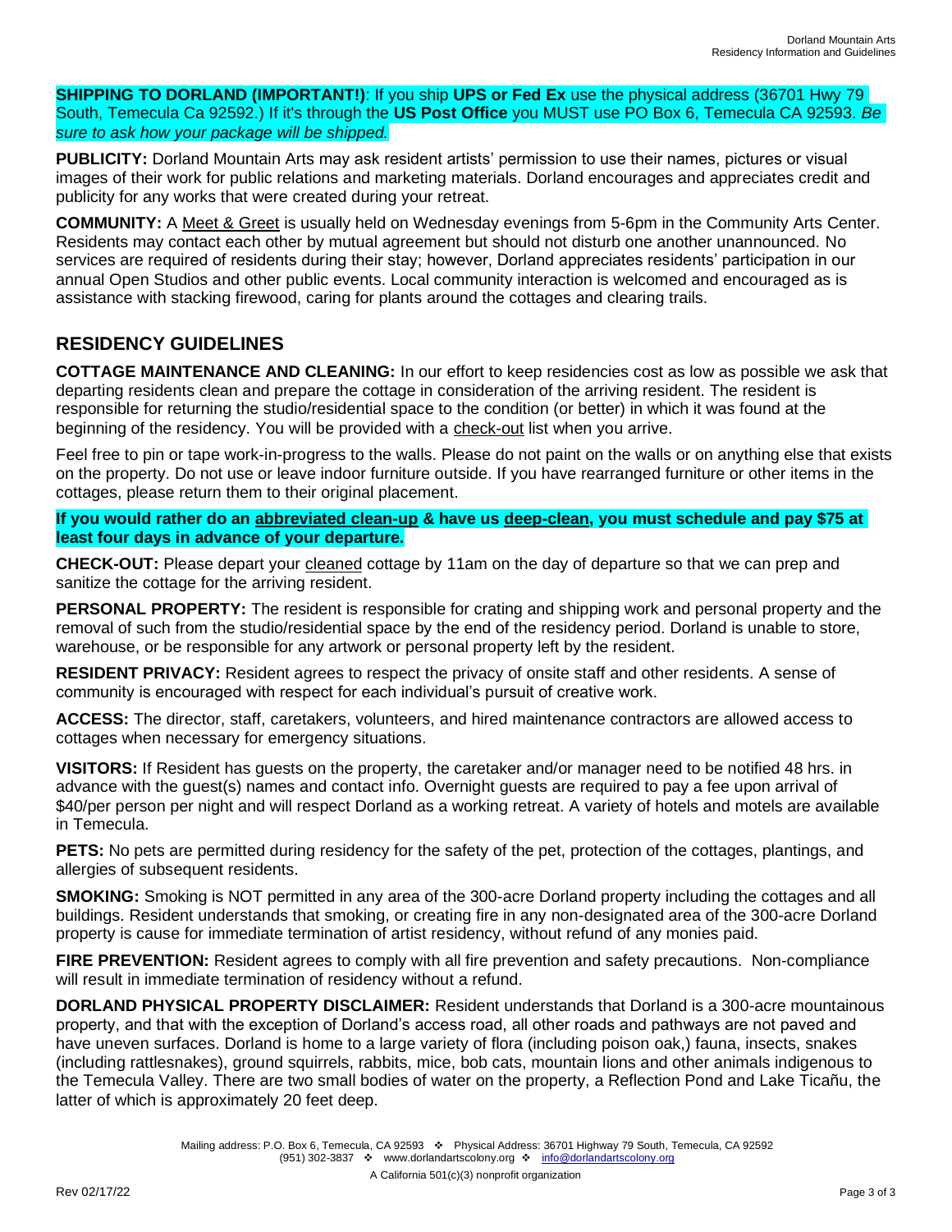**SHIPPING TO DORLAND (IMPORTANT!)**: If you ship **UPS or Fed Ex** use the physical address (36701 Hwy 79 South, Temecula Ca 92592.) If it's through the **US Post Office** you MUST use PO Box 6, Temecula CA 92593. *Be sure to ask how your package will be shipped.*

**PUBLICITY:** Dorland Mountain Arts may ask resident artists' permission to use their names, pictures or visual images of their work for public relations and marketing materials. Dorland encourages and appreciates credit and publicity for any works that were created during your retreat.

**COMMUNITY:** A Meet & Greet is usually held on Wednesday evenings from 5-6pm in the Community Arts Center. Residents may contact each other by mutual agreement but should not disturb one another unannounced. No services are required of residents during their stay; however, Dorland appreciates residents' participation in our annual Open Studios and other public events. Local community interaction is welcomed and encouraged as is assistance with stacking firewood, caring for plants around the cottages and clearing trails.

## RESIDENCY GUIDELINES

**COTTAGE MAINTENANCE AND CLEANING:** In our effort to keep residencies cost as low as possible we ask that departing residents clean and prepare the cottage in consideration of the arriving resident. The resident is responsible for returning the studio/residential space to the condition (or better) in which it was found at the beginning of the residency. You will be provided with a check-out list when you arrive.

Feel free to pin or tape work-in-progress to the walls. Please do not paint on the walls or on anything else that exists on the property. Do not use or leave indoor furniture outside. If you have rearranged furniture or other items in the cottages, please return them to their original placement.

**If you would rather do an abbreviated clean-up & have us deep-clean, you must schedule and pay $75 at least four days in advance of your departure.**

**CHECK-OUT:** Please depart your cleaned cottage by 11am on the day of departure so that we can prep and sanitize the cottage for the arriving resident.

**PERSONAL PROPERTY:** The resident is responsible for crating and shipping work and personal property and the removal of such from the studio/residential space by the end of the residency period. Dorland is unable to store, warehouse, or be responsible for any artwork or personal property left by the resident.

**RESIDENT PRIVACY:** Resident agrees to respect the privacy of onsite staff and other residents. A sense of community is encouraged with respect for each individual's pursuit of creative work.

**ACCESS:** The director, staff, caretakers, volunteers, and hired maintenance contractors are allowed access to cottages when necessary for emergency situations.

**VISITORS:** If Resident has guests on the property, the caretaker and/or manager need to be notified 48 hrs. in advance with the guest(s) names and contact info. Overnight guests are required to pay a fee upon arrival of $40/per person per night and will respect Dorland as a working retreat. A variety of hotels and motels are available in Temecula.

**PETS:** No pets are permitted during residency for the safety of the pet, protection of the cottages, plantings, and allergies of subsequent residents.

**SMOKING:** Smoking is NOT permitted in any area of the 300-acre Dorland property including the cottages and all buildings. Resident understands that smoking, or creating fire in any non-designated area of the 300-acre Dorland property is cause for immediate termination of artist residency, without refund of any monies paid.

**FIRE PREVENTION:** Resident agrees to comply with all fire prevention and safety precautions. Non-compliance will result in immediate termination of residency without a refund.

**DORLAND PHYSICAL PROPERTY DISCLAIMER:** Resident understands that Dorland is a 300-acre mountainous property, and that with the exception of Dorland's access road, all other roads and pathways are not paved and have uneven surfaces. Dorland is home to a large variety of flora (including poison oak,) fauna, insects, snakes (including rattlesnakes), ground squirrels, rabbits, mice, bob cats, mountain lions and other animals indigenous to the Temecula Valley. There are two small bodies of water on the property, a Reflection Pond and Lake Ticañu, the latter of which is approximately 20 feet deep.

Mailing address: P.O. Box 6, Temecula, CA 92593 ❖ Physical Address: 36701 Highway 79 South, Temecula, CA 92592
(951) 302-3837 ❖ www.dorlandartscolony.org ❖ info@dorlandartscolony.org

A California 501(c)(3) nonprofit organization

Rev 02/17/22